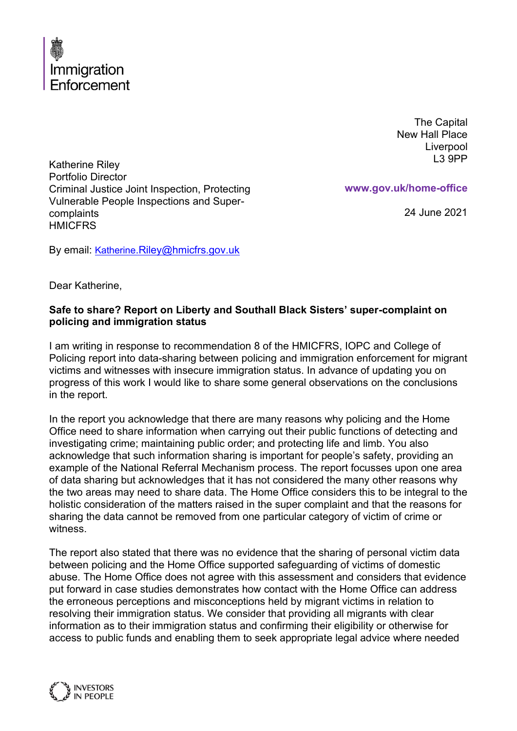Immigration Enforcement

The Capital
New Hall Place
Liverpool
L3 9PP

**www.gov.uk/home-office**

24 June 2021

Katherine Riley
Portfolio Director
Criminal Justice Joint Inspection, Protecting Vulnerable People Inspections and Super-complaints
HMICFRS

By email: Katherine.Riley@hmicfrs.gov.uk

Dear Katherine,

**Safe to share? Report on Liberty and Southall Black Sisters' super-complaint on policing and immigration status**

I am writing in response to recommendation 8 of the HMICFRS, IOPC and College of Policing report into data-sharing between policing and immigration enforcement for migrant victims and witnesses with insecure immigration status. In advance of updating you on progress of this work I would like to share some general observations on the conclusions in the report.

In the report you acknowledge that there are many reasons why policing and the Home Office need to share information when carrying out their public functions of detecting and investigating crime; maintaining public order; and protecting life and limb. You also acknowledge that such information sharing is important for people's safety, providing an example of the National Referral Mechanism process. The report focusses upon one area of data sharing but acknowledges that it has not considered the many other reasons why the two areas may need to share data. The Home Office considers this to be integral to the holistic consideration of the matters raised in the super complaint and that the reasons for sharing the data cannot be removed from one particular category of victim of crime or witness.

The report also stated that there was no evidence that the sharing of personal victim data between policing and the Home Office supported safeguarding of victims of domestic abuse. The Home Office does not agree with this assessment and considers that evidence put forward in case studies demonstrates how contact with the Home Office can address the erroneous perceptions and misconceptions held by migrant victims in relation to resolving their immigration status. We consider that providing all migrants with clear information as to their immigration status and confirming their eligibility or otherwise for access to public funds and enabling them to seek appropriate legal advice where needed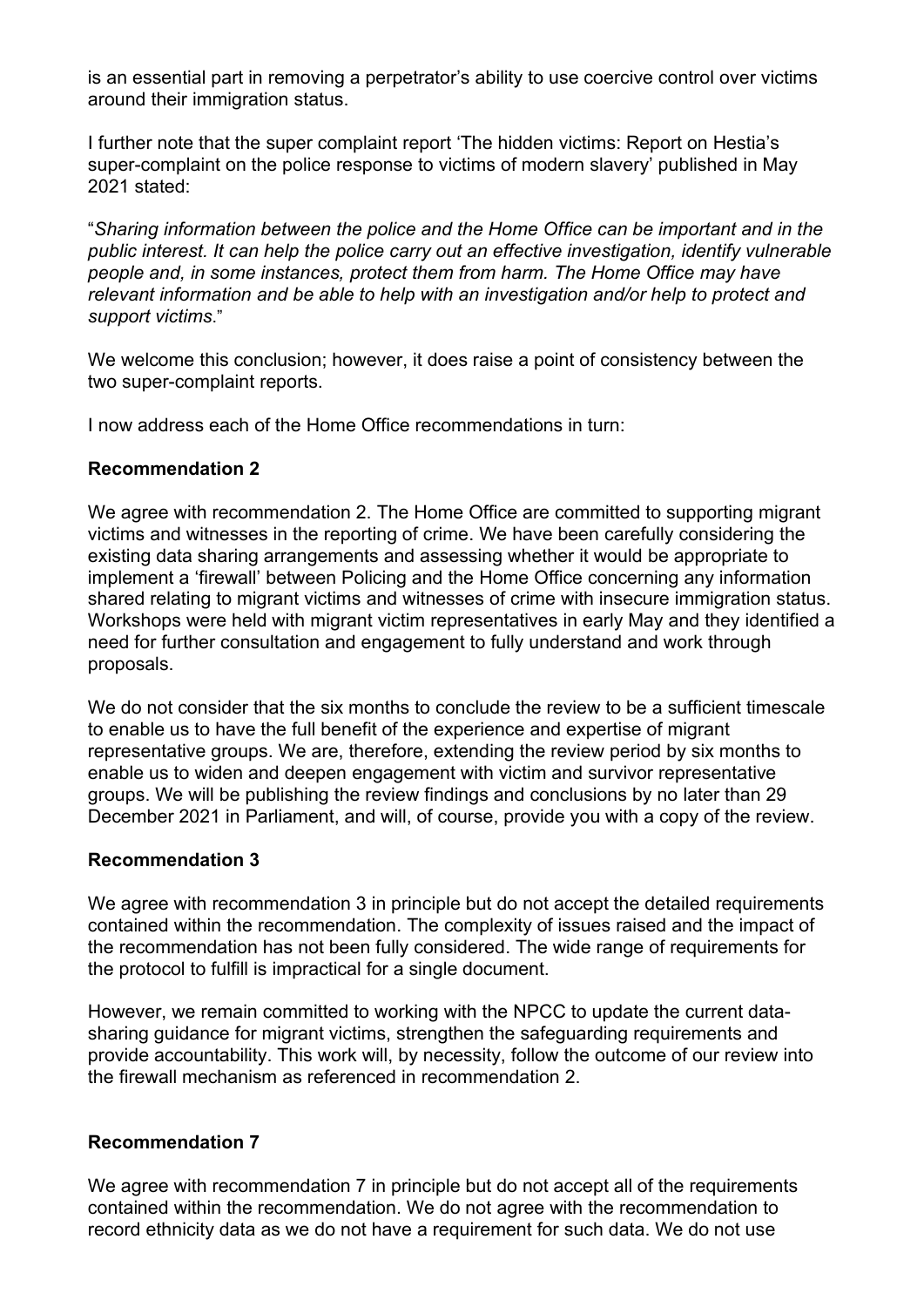is an essential part in removing a perpetrator's ability to use coercive control over victims around their immigration status.

I further note that the super complaint report 'The hidden victims: Report on Hestia's super-complaint on the police response to victims of modern slavery' published in May 2021 stated:

"*Sharing information between the police and the Home Office can be important and in the public interest. It can help the police carry out an effective investigation, identify vulnerable people and, in some instances, protect them from harm. The Home Office may have relevant information and be able to help with an investigation and/or help to protect and support victims*."

We welcome this conclusion; however, it does raise a point of consistency between the two super-complaint reports.

I now address each of the Home Office recommendations in turn:

**Recommendation 2**

We agree with recommendation 2. The Home Office are committed to supporting migrant victims and witnesses in the reporting of crime. We have been carefully considering the existing data sharing arrangements and assessing whether it would be appropriate to implement a 'firewall' between Policing and the Home Office concerning any information shared relating to migrant victims and witnesses of crime with insecure immigration status. Workshops were held with migrant victim representatives in early May and they identified a need for further consultation and engagement to fully understand and work through proposals.

We do not consider that the six months to conclude the review to be a sufficient timescale to enable us to have the full benefit of the experience and expertise of migrant representative groups. We are, therefore, extending the review period by six months to enable us to widen and deepen engagement with victim and survivor representative groups. We will be publishing the review findings and conclusions by no later than 29 December 2021 in Parliament, and will, of course, provide you with a copy of the review.

**Recommendation 3**

We agree with recommendation 3 in principle but do not accept the detailed requirements contained within the recommendation. The complexity of issues raised and the impact of the recommendation has not been fully considered. The wide range of requirements for the protocol to fulfill is impractical for a single document.

However, we remain committed to working with the NPCC to update the current data-sharing guidance for migrant victims, strengthen the safeguarding requirements and provide accountability. This work will, by necessity, follow the outcome of our review into the firewall mechanism as referenced in recommendation 2.

**Recommendation 7**

We agree with recommendation 7 in principle but do not accept all of the requirements contained within the recommendation. We do not agree with the recommendation to record ethnicity data as we do not have a requirement for such data. We do not use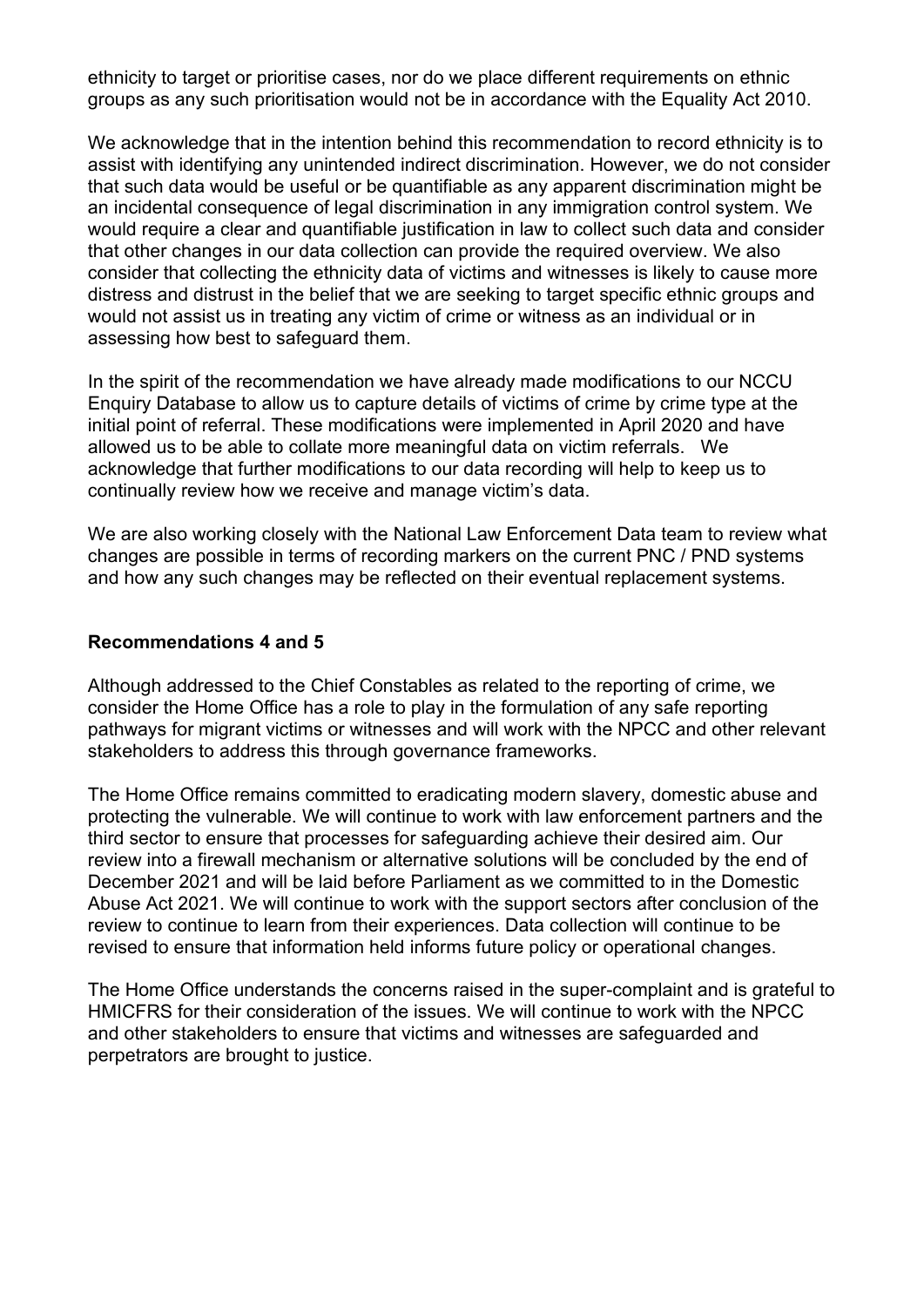ethnicity to target or prioritise cases, nor do we place different requirements on ethnic groups as any such prioritisation would not be in accordance with the Equality Act 2010.

We acknowledge that in the intention behind this recommendation to record ethnicity is to assist with identifying any unintended indirect discrimination. However, we do not consider that such data would be useful or be quantifiable as any apparent discrimination might be an incidental consequence of legal discrimination in any immigration control system. We would require a clear and quantifiable justification in law to collect such data and consider that other changes in our data collection can provide the required overview. We also consider that collecting the ethnicity data of victims and witnesses is likely to cause more distress and distrust in the belief that we are seeking to target specific ethnic groups and would not assist us in treating any victim of crime or witness as an individual or in assessing how best to safeguard them.

In the spirit of the recommendation we have already made modifications to our NCCU Enquiry Database to allow us to capture details of victims of crime by crime type at the initial point of referral. These modifications were implemented in April 2020 and have allowed us to be able to collate more meaningful data on victim referrals. We acknowledge that further modifications to our data recording will help to keep us to continually review how we receive and manage victim's data.

We are also working closely with the National Law Enforcement Data team to review what changes are possible in terms of recording markers on the current PNC / PND systems and how any such changes may be reflected on their eventual replacement systems.

## Recommendations 4 and 5

Although addressed to the Chief Constables as related to the reporting of crime, we consider the Home Office has a role to play in the formulation of any safe reporting pathways for migrant victims or witnesses and will work with the NPCC and other relevant stakeholders to address this through governance frameworks.

The Home Office remains committed to eradicating modern slavery, domestic abuse and protecting the vulnerable. We will continue to work with law enforcement partners and the third sector to ensure that processes for safeguarding achieve their desired aim. Our review into a firewall mechanism or alternative solutions will be concluded by the end of December 2021 and will be laid before Parliament as we committed to in the Domestic Abuse Act 2021. We will continue to work with the support sectors after conclusion of the review to continue to learn from their experiences. Data collection will continue to be revised to ensure that information held informs future policy or operational changes.

The Home Office understands the concerns raised in the super-complaint and is grateful to HMICFRS for their consideration of the issues. We will continue to work with the NPCC and other stakeholders to ensure that victims and witnesses are safeguarded and perpetrators are brought to justice.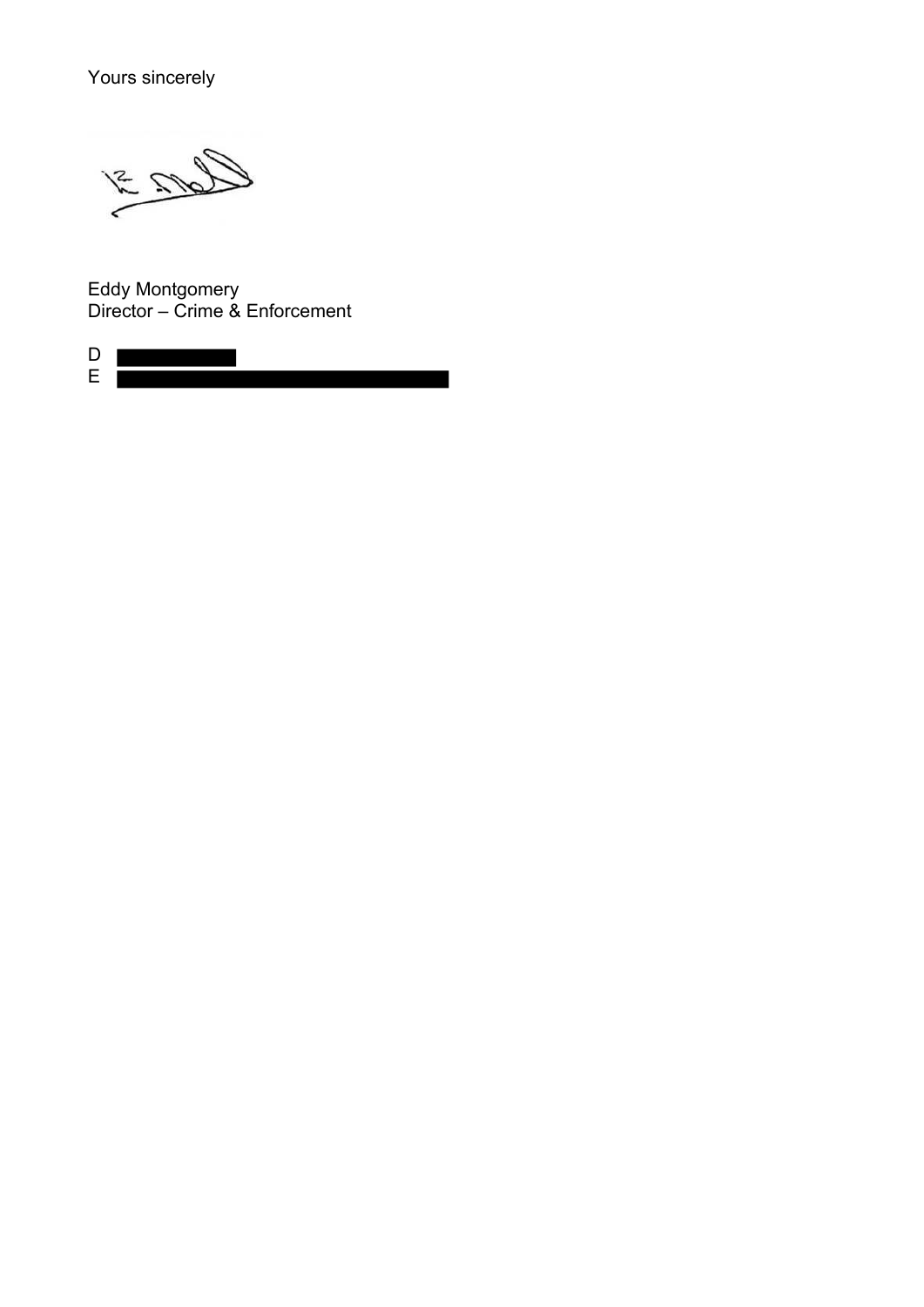Yours sincerely

Eddy Montgomery
Director – Crime & Enforcement

D
E